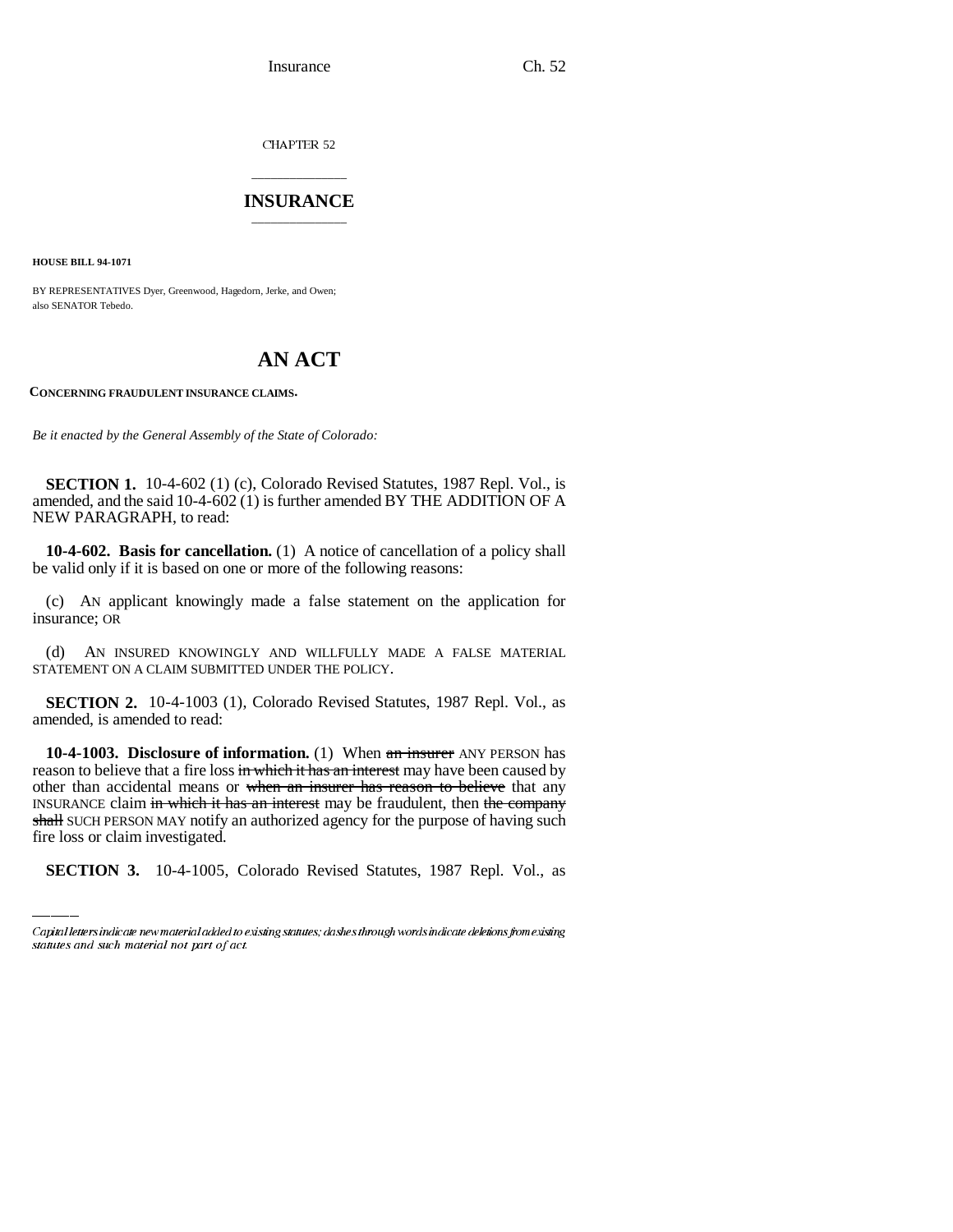CHAPTER 52

## INSURANCE

**HOUSE BILL 94-1071**

BY REPRESENTATIVES Dyer, Greenwood, Hagedorn, Jerke, and Owen; also SENATOR Tebedo.

# AN ACT

**CONCERNING FRAUDULENT INSURANCE CLAIMS.**

*Be it enacted by the General Assembly of the State of Colorado:*

**SECTION 1.** 10-4-602 (1) (c), Colorado Revised Statutes, 1987 Repl. Vol., is amended, and the said 10-4-602 (1) is further amended BY THE ADDITION OF A NEW PARAGRAPH, to read:

**10-4-602. Basis for cancellation.** (1) A notice of cancellation of a policy shall be valid only if it is based on one or more of the following reasons:

(c) AN applicant knowingly made a false statement on the application for insurance; OR

(d) AN INSURED KNOWINGLY AND WILLFULLY MADE A FALSE MATERIAL STATEMENT ON A CLAIM SUBMITTED UNDER THE POLICY.

**SECTION 2.** 10-4-1003 (1), Colorado Revised Statutes, 1987 Repl. Vol., as amended, is amended to read:

**10-4-1003. Disclosure of information.** (1) When ~~an insurer~~ ANY PERSON has reason to believe that a fire loss ~~in which it has an interest~~ may have been caused by other than accidental means or ~~when an insurer has reason to believe~~ that any INSURANCE claim ~~in which it has an interest~~ may be fraudulent, then ~~the company shall~~ SUCH PERSON MAY notify an authorized agency for the purpose of having such fire loss or claim investigated.

**SECTION 3.** 10-4-1005, Colorado Revised Statutes, 1987 Repl. Vol., as

Capital letters indicate new material added to existing statutes; dashes through words indicate deletions from existing statutes and such material not part of act.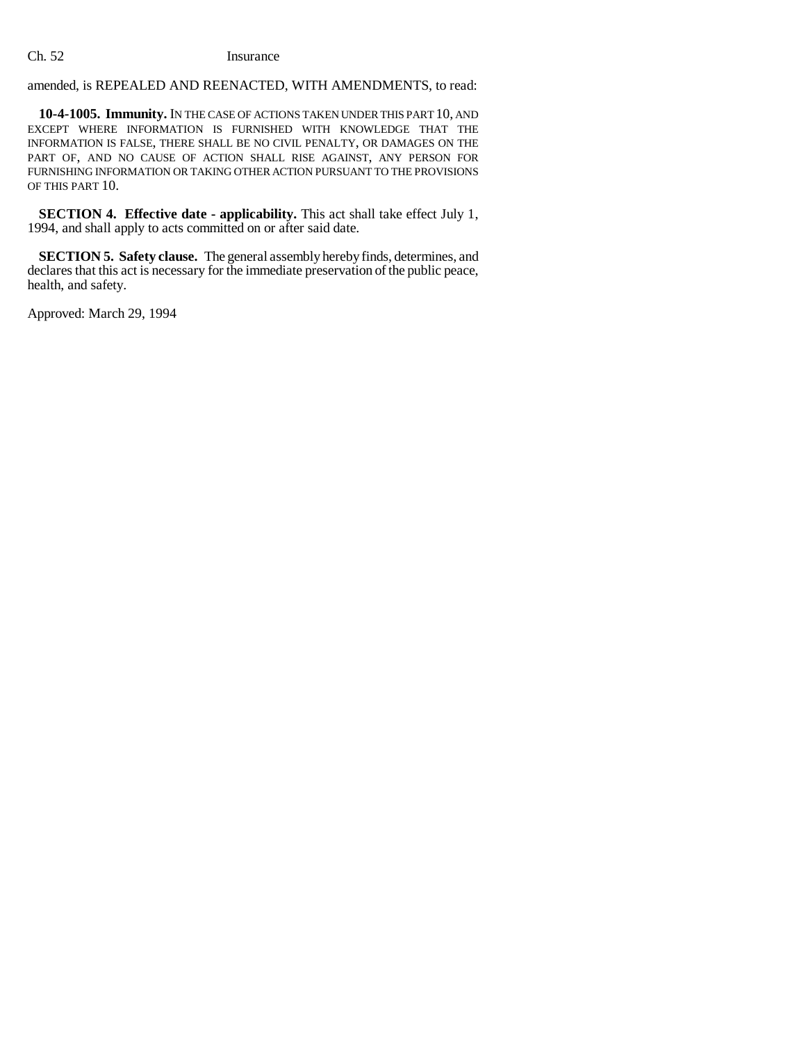amended, is REPEALED AND REENACTED, WITH AMENDMENTS, to read:

**10-4-1005. Immunity.** IN THE CASE OF ACTIONS TAKEN UNDER THIS PART 10, AND EXCEPT WHERE INFORMATION IS FURNISHED WITH KNOWLEDGE THAT THE INFORMATION IS FALSE, THERE SHALL BE NO CIVIL PENALTY, OR DAMAGES ON THE PART OF, AND NO CAUSE OF ACTION SHALL RISE AGAINST, ANY PERSON FOR FURNISHING INFORMATION OR TAKING OTHER ACTION PURSUANT TO THE PROVISIONS OF THIS PART 10.

**SECTION 4. Effective date - applicability.** This act shall take effect July 1, 1994, and shall apply to acts committed on or after said date.

**SECTION 5. Safety clause.** The general assembly hereby finds, determines, and declares that this act is necessary for the immediate preservation of the public peace, health, and safety.

Approved: March 29, 1994